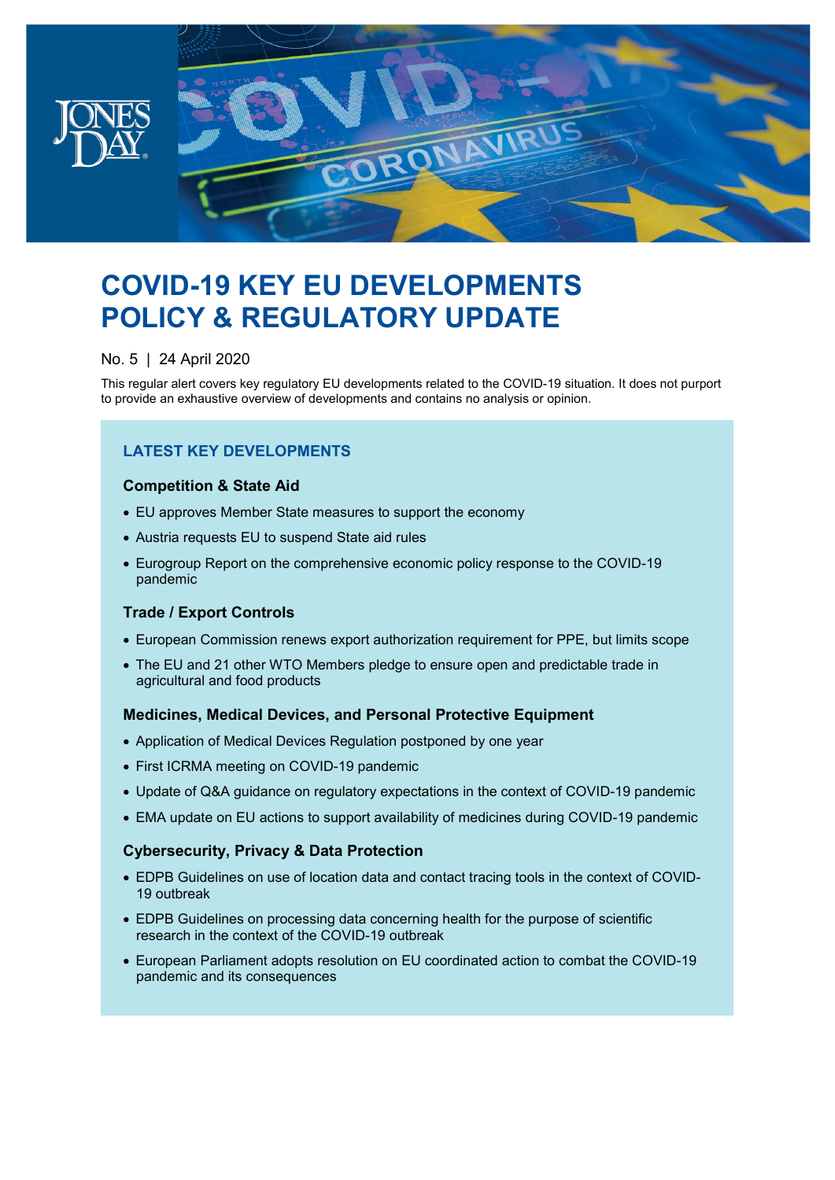# COVID-19 KEY EU DEVELOPMENTS POLICY & REGULATORY UPDATE

No. 5 | 24 April 2020

This regular alert covers key regulatory EU developments related to the COVID-19 situation. It does not purport to provide an exhaustive overview of developments and contains no analysis or opinion.

## LATEST KEY DEVELOPMENTS

### Competition & State Aid

- EU approves Member State measures to support the economy
- Austria requests EU to suspend State aid rules
- Eurogroup Report on the comprehensive economic policy response to the COVID-19 pandemic

### Trade / Export Controls

- European Commission renews export authorization requirement for PPE, but limits scope
- The EU and 21 other WTO Members pledge to ensure open and predictable trade in agricultural and food products

### Medicines, Medical Devices, and Personal Protective Equipment

- Application of Medical Devices Regulation postponed by one year
- First ICRMA meeting on COVID-19 pandemic
- Update of Q&A guidance on regulatory expectations in the context of COVID-19 pandemic
- EMA update on EU actions to support availability of medicines during COVID-19 pandemic

### Cybersecurity, Privacy & Data Protection

- EDPB Guidelines on use of location data and contact tracing tools in the context of COVID-19 outbreak
- EDPB Guidelines on processing data concerning health for the purpose of scientific research in the context of the COVID-19 outbreak
- European Parliament adopts resolution on EU coordinated action to combat the COVID-19 pandemic and its consequences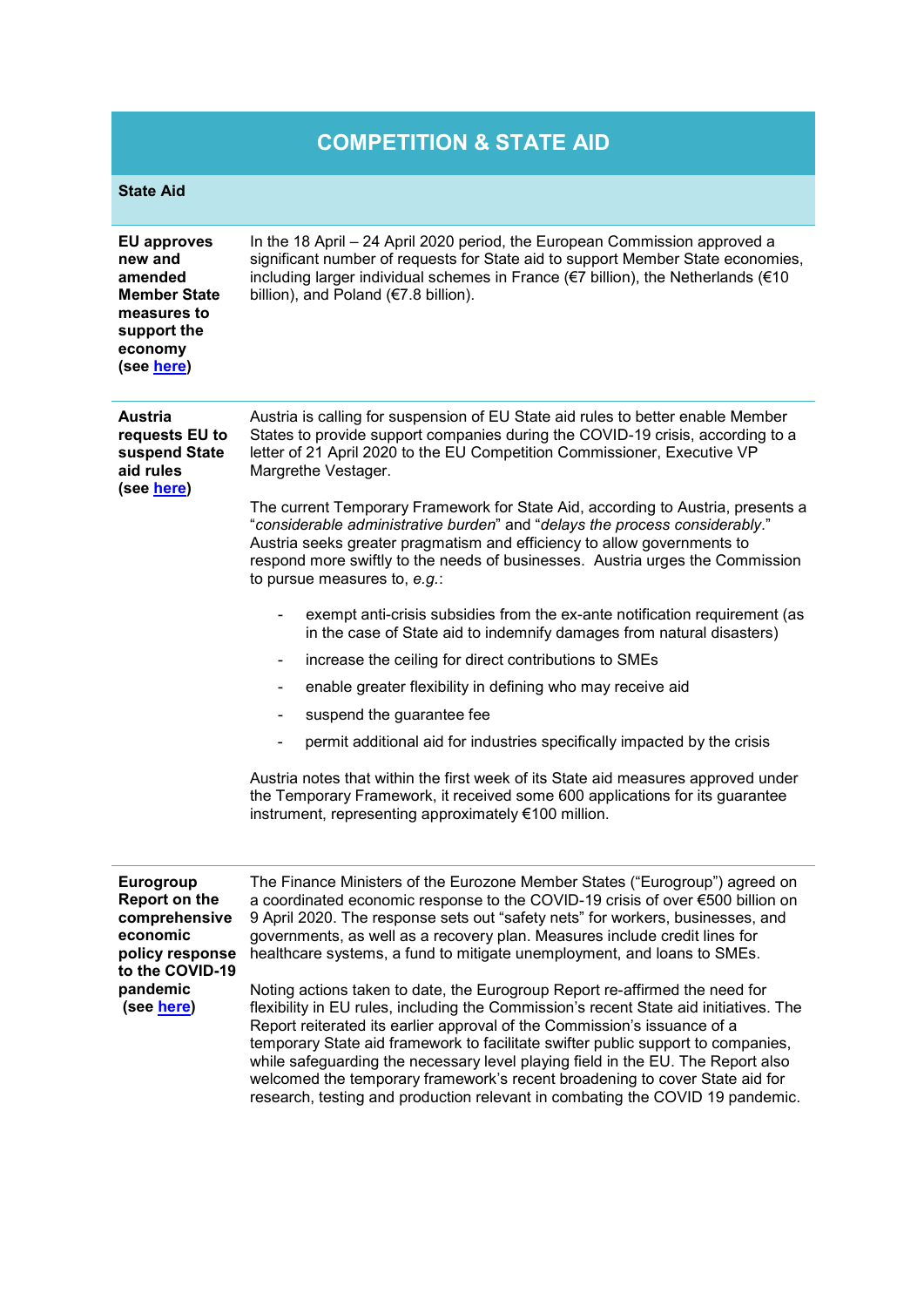## COMPETITION & STATE AID

### State Aid

| | |
|---|---|
| **EU approves new and amended Member State measures to support the economy (see here)** | In the 18 April – 24 April 2020 period, the European Commission approved a significant number of requests for State aid to support Member State economies, including larger individual schemes in France (€7 billion), the Netherlands (€10 billion), and Poland (€7.8 billion). |

**Austria requests EU to suspend State aid rules (see here)**

Austria is calling for suspension of EU State aid rules to better enable Member States to provide support companies during the COVID-19 crisis, according to a letter of 21 April 2020 to the EU Competition Commissioner, Executive VP Margrethe Vestager.

The current Temporary Framework for State Aid, according to Austria, presents a "*considerable administrative burden*" and "*delays the process considerably*." Austria seeks greater pragmatism and efficiency to allow governments to respond more swiftly to the needs of businesses. Austria urges the Commission to pursue measures to, *e.g.*:

- exempt anti-crisis subsidies from the ex-ante notification requirement (as in the case of State aid to indemnify damages from natural disasters)
- increase the ceiling for direct contributions to SMEs
- enable greater flexibility in defining who may receive aid
- suspend the guarantee fee
- permit additional aid for industries specifically impacted by the crisis

Austria notes that within the first week of its State aid measures approved under the Temporary Framework, it received some 600 applications for its guarantee instrument, representing approximately €100 million.

**Eurogroup Report on the comprehensive economic policy response to the COVID-19 pandemic (see here)**

The Finance Ministers of the Eurozone Member States ("Eurogroup") agreed on a coordinated economic response to the COVID-19 crisis of over €500 billion on 9 April 2020. The response sets out "safety nets" for workers, businesses, and governments, as well as a recovery plan. Measures include credit lines for healthcare systems, a fund to mitigate unemployment, and loans to SMEs.

Noting actions taken to date, the Eurogroup Report re-affirmed the need for flexibility in EU rules, including the Commission's recent State aid initiatives. The Report reiterated its earlier approval of the Commission's issuance of a temporary State aid framework to facilitate swifter public support to companies, while safeguarding the necessary level playing field in the EU. The Report also welcomed the temporary framework's recent broadening to cover State aid for research, testing and production relevant in combating the COVID 19 pandemic.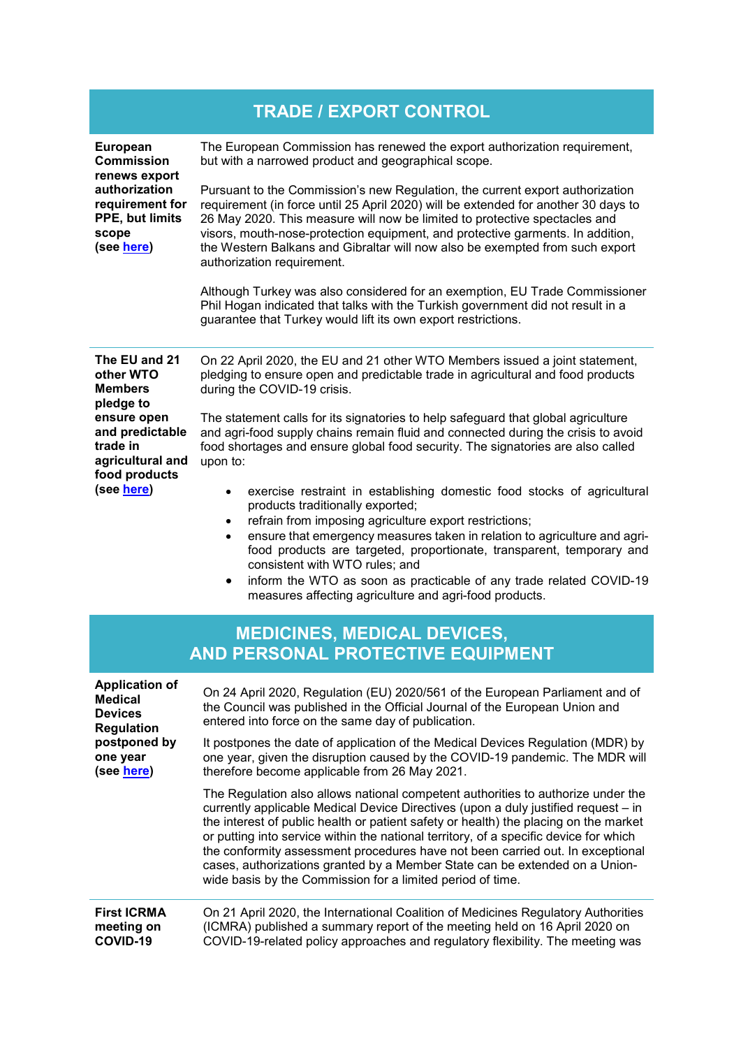## TRADE / EXPORT CONTROL

**European Commission renews export authorization requirement for PPE, but limits scope (see here)**

The European Commission has renewed the export authorization requirement, but with a narrowed product and geographical scope.

Pursuant to the Commission's new Regulation, the current export authorization requirement (in force until 25 April 2020) will be extended for another 30 days to 26 May 2020. This measure will now be limited to protective spectacles and visors, mouth-nose-protection equipment, and protective garments. In addition, the Western Balkans and Gibraltar will now also be exempted from such export authorization requirement.

Although Turkey was also considered for an exemption, EU Trade Commissioner Phil Hogan indicated that talks with the Turkish government did not result in a guarantee that Turkey would lift its own export restrictions.

**The EU and 21 other WTO Members pledge to ensure open and predictable trade in agricultural and food products (see here)**

On 22 April 2020, the EU and 21 other WTO Members issued a joint statement, pledging to ensure open and predictable trade in agricultural and food products during the COVID-19 crisis.

The statement calls for its signatories to help safeguard that global agriculture and agri-food supply chains remain fluid and connected during the crisis to avoid food shortages and ensure global food security. The signatories are also called upon to:

- exercise restraint in establishing domestic food stocks of agricultural products traditionally exported;
- refrain from imposing agriculture export restrictions;
- ensure that emergency measures taken in relation to agriculture and agri-food products are targeted, proportionate, transparent, temporary and consistent with WTO rules; and
- inform the WTO as soon as practicable of any trade related COVID-19 measures affecting agriculture and agri-food products.

## MEDICINES, MEDICAL DEVICES, AND PERSONAL PROTECTIVE EQUIPMENT

**Application of Medical Devices Regulation postponed by one year (see here)**

On 24 April 2020, Regulation (EU) 2020/561 of the European Parliament and of the Council was published in the Official Journal of the European Union and entered into force on the same day of publication.

It postpones the date of application of the Medical Devices Regulation (MDR) by one year, given the disruption caused by the COVID-19 pandemic. The MDR will therefore become applicable from 26 May 2021.

The Regulation also allows national competent authorities to authorize under the currently applicable Medical Device Directives (upon a duly justified request – in the interest of public health or patient safety or health) the placing on the market or putting into service within the national territory, of a specific device for which the conformity assessment procedures have not been carried out. In exceptional cases, authorizations granted by a Member State can be extended on a Union-wide basis by the Commission for a limited period of time.

**First ICRMA meeting on COVID-19**

On 21 April 2020, the International Coalition of Medicines Regulatory Authorities (ICMRA) published a summary report of the meeting held on 16 April 2020 on COVID-19-related policy approaches and regulatory flexibility. The meeting was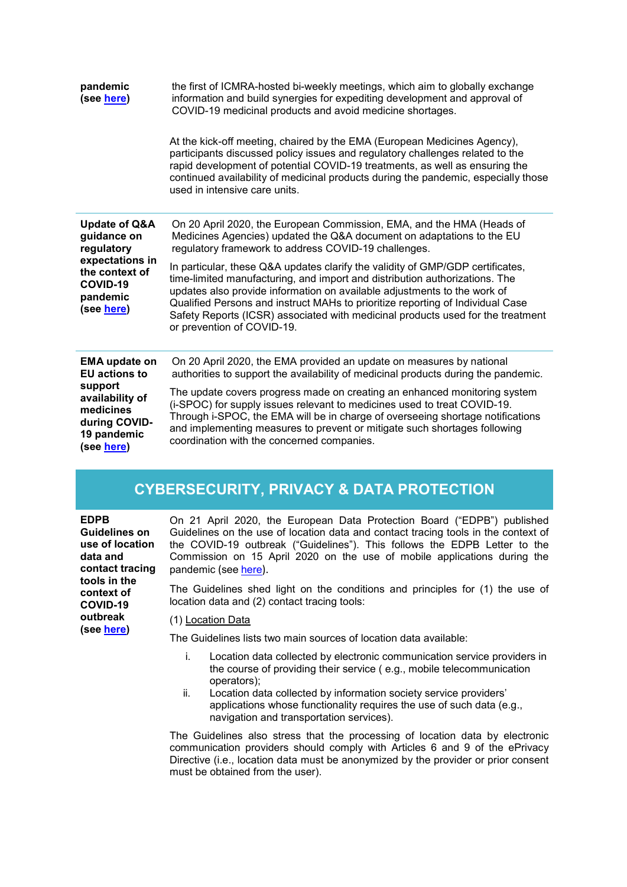| | |
|---|---|
| **pandemic (see here)** | the first of ICMRA-hosted bi-weekly meetings, which aim to globally exchange information and build synergies for expediting development and approval of COVID-19 medicinal products and avoid medicine shortages.<br><br>At the kick-off meeting, chaired by the EMA (European Medicines Agency), participants discussed policy issues and regulatory challenges related to the rapid development of potential COVID-19 treatments, as well as ensuring the continued availability of medicinal products during the pandemic, especially those used in intensive care units. |
| **Update of Q&A guidance on regulatory expectations in the context of COVID-19 pandemic (see here)** | On 20 April 2020, the European Commission, EMA, and the HMA (Heads of Medicines Agencies) updated the Q&A document on adaptations to the EU regulatory framework to address COVID-19 challenges.<br><br>In particular, these Q&A updates clarify the validity of GMP/GDP certificates, time-limited manufacturing, and import and distribution authorizations. The updates also provide information on available adjustments to the work of Qualified Persons and instruct MAHs to prioritize reporting of Individual Case Safety Reports (ICSR) associated with medicinal products used for the treatment or prevention of COVID-19. |
| **EMA update on EU actions to support availability of medicines during COVID-19 pandemic (see here)** | On 20 April 2020, the EMA provided an update on measures by national authorities to support the availability of medicinal products during the pandemic.<br><br>The update covers progress made on creating an enhanced monitoring system (i-SPOC) for supply issues relevant to medicines used to treat COVID-19. Through i-SPOC, the EMA will be in charge of overseeing shortage notifications and implementing measures to prevent or mitigate such shortages following coordination with the concerned companies. |

## CYBERSECURITY, PRIVACY & DATA PROTECTION

**EDPB Guidelines on use of location data and contact tracing tools in the context of COVID-19 outbreak (see here)**

On 21 April 2020, the European Data Protection Board ("EDPB") published Guidelines on the use of location data and contact tracing tools in the context of the COVID-19 outbreak ("Guidelines"). This follows the EDPB Letter to the Commission on 15 April 2020 on the use of mobile applications during the pandemic (see here).

The Guidelines shed light on the conditions and principles for (1) the use of location data and (2) contact tracing tools:

(1) Location Data

The Guidelines lists two main sources of location data available:

i. Location data collected by electronic communication service providers in the course of providing their service ( e.g., mobile telecommunication operators);
ii. Location data collected by information society service providers' applications whose functionality requires the use of such data (e.g., navigation and transportation services).

The Guidelines also stress that the processing of location data by electronic communication providers should comply with Articles 6 and 9 of the ePrivacy Directive (i.e., location data must be anonymized by the provider or prior consent must be obtained from the user).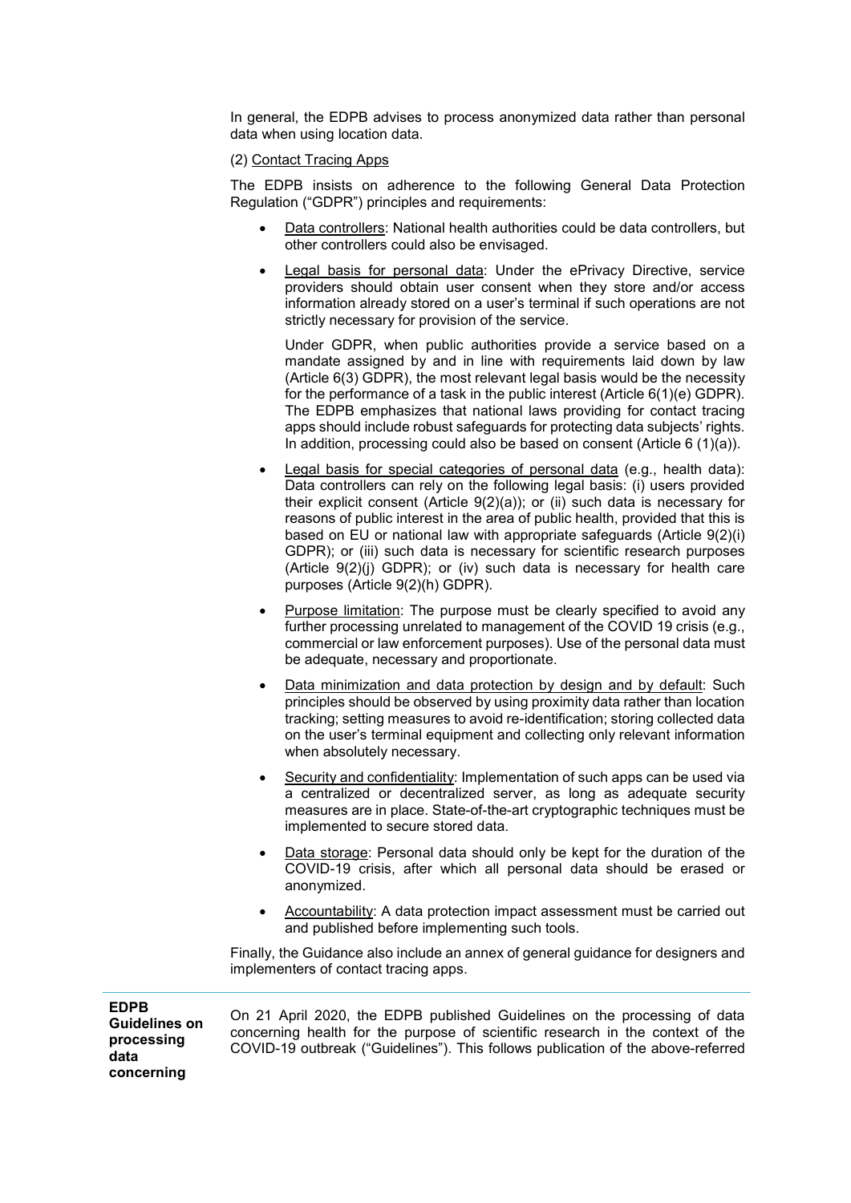In general, the EDPB advises to process anonymized data rather than personal data when using location data.

(2) Contact Tracing Apps

The EDPB insists on adherence to the following General Data Protection Regulation ("GDPR") principles and requirements:

- Data controllers: National health authorities could be data controllers, but other controllers could also be envisaged.
- Legal basis for personal data: Under the ePrivacy Directive, service providers should obtain user consent when they store and/or access information already stored on a user's terminal if such operations are not strictly necessary for provision of the service.

  Under GDPR, when public authorities provide a service based on a mandate assigned by and in line with requirements laid down by law (Article 6(3) GDPR), the most relevant legal basis would be the necessity for the performance of a task in the public interest (Article 6(1)(e) GDPR). The EDPB emphasizes that national laws providing for contact tracing apps should include robust safeguards for protecting data subjects' rights. In addition, processing could also be based on consent (Article 6 (1)(a)).
- Legal basis for special categories of personal data (e.g., health data): Data controllers can rely on the following legal basis: (i) users provided their explicit consent (Article 9(2)(a)); or (ii) such data is necessary for reasons of public interest in the area of public health, provided that this is based on EU or national law with appropriate safeguards (Article 9(2)(i) GDPR); or (iii) such data is necessary for scientific research purposes (Article 9(2)(j) GDPR); or (iv) such data is necessary for health care purposes (Article 9(2)(h) GDPR).
- Purpose limitation: The purpose must be clearly specified to avoid any further processing unrelated to management of the COVID 19 crisis (e.g., commercial or law enforcement purposes). Use of the personal data must be adequate, necessary and proportionate.
- Data minimization and data protection by design and by default: Such principles should be observed by using proximity data rather than location tracking; setting measures to avoid re-identification; storing collected data on the user's terminal equipment and collecting only relevant information when absolutely necessary.
- Security and confidentiality: Implementation of such apps can be used via a centralized or decentralized server, as long as adequate security measures are in place. State-of-the-art cryptographic techniques must be implemented to secure stored data.
- Data storage: Personal data should only be kept for the duration of the COVID-19 crisis, after which all personal data should be erased or anonymized.
- Accountability: A data protection impact assessment must be carried out and published before implementing such tools.

Finally, the Guidance also include an annex of general guidance for designers and implementers of contact tracing apps.

---

**EDPB Guidelines on processing data concerning**

On 21 April 2020, the EDPB published Guidelines on the processing of data concerning health for the purpose of scientific research in the context of the COVID-19 outbreak ("Guidelines"). This follows publication of the above-referred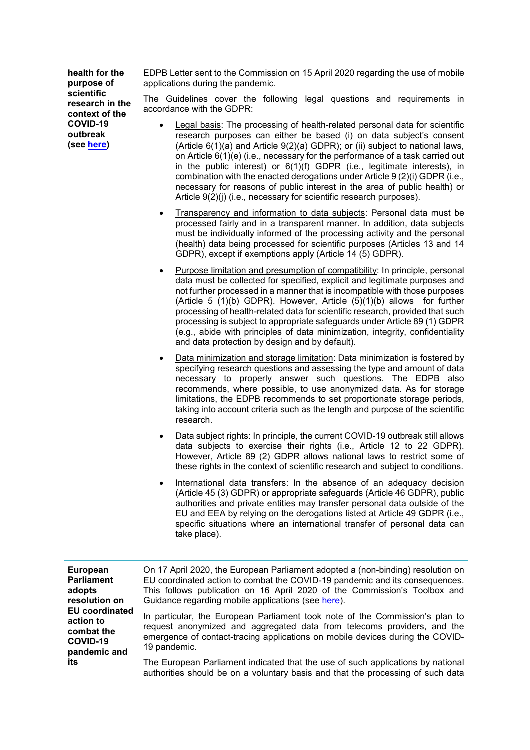| | |
|---|---|
| **health for the purpose of scientific research in the context of the COVID-19 outbreak (see here)** | EDPB Letter sent to the Commission on 15 April 2020 regarding the use of mobile applications during the pandemic.<br><br>The Guidelines cover the following legal questions and requirements in accordance with the GDPR:<br><br>• Legal basis: The processing of health-related personal data for scientific research purposes can either be based (i) on data subject's consent (Article 6(1)(a) and Article 9(2)(a) GDPR); or (ii) subject to national laws, on Article 6(1)(e) (i.e., necessary for the performance of a task carried out in the public interest) or 6(1)(f) GDPR (i.e., legitimate interests), in combination with the enacted derogations under Article 9 (2)(i) GDPR (i.e., necessary for reasons of public interest in the area of public health) or Article 9(2)(j) (i.e., necessary for scientific research purposes).<br><br>• Transparency and information to data subjects: Personal data must be processed fairly and in a transparent manner. In addition, data subjects must be individually informed of the processing activity and the personal (health) data being processed for scientific purposes (Articles 13 and 14 GDPR), except if exemptions apply (Article 14 (5) GDPR).<br><br>• Purpose limitation and presumption of compatibility: In principle, personal data must be collected for specified, explicit and legitimate purposes and not further processed in a manner that is incompatible with those purposes (Article 5 (1)(b) GDPR). However, Article (5)(1)(b) allows for further processing of health-related data for scientific research, provided that such processing is subject to appropriate safeguards under Article 89 (1) GDPR (e.g., abide with principles of data minimization, integrity, confidentiality and data protection by design and by default).<br><br>• Data minimization and storage limitation: Data minimization is fostered by specifying research questions and assessing the type and amount of data necessary to properly answer such questions. The EDPB also recommends, where possible, to use anonymized data. As for storage limitations, the EDPB recommends to set proportionate storage periods, taking into account criteria such as the length and purpose of the scientific research.<br><br>• Data subject rights: In principle, the current COVID-19 outbreak still allows data subjects to exercise their rights (i.e., Article 12 to 22 GDPR). However, Article 89 (2) GDPR allows national laws to restrict some of these rights in the context of scientific research and subject to conditions.<br><br>• International data transfers: In the absence of an adequacy decision (Article 45 (3) GDPR) or appropriate safeguards (Article 46 GDPR), public authorities and private entities may transfer personal data outside of the EU and EEA by relying on the derogations listed at Article 49 GDPR (i.e., specific situations where an international transfer of personal data can take place). |
| **European Parliament adopts resolution on EU coordinated action to combat the COVID-19 pandemic and its** | On 17 April 2020, the European Parliament adopted a (non-binding) resolution on EU coordinated action to combat the COVID-19 pandemic and its consequences. This follows publication on 16 April 2020 of the Commission's Toolbox and Guidance regarding mobile applications (see here).<br><br>In particular, the European Parliament took note of the Commission's plan to request anonymized and aggregated data from telecoms providers, and the emergence of contact-tracing applications on mobile devices during the COVID-19 pandemic.<br><br>The European Parliament indicated that the use of such applications by national authorities should be on a voluntary basis and that the processing of such data |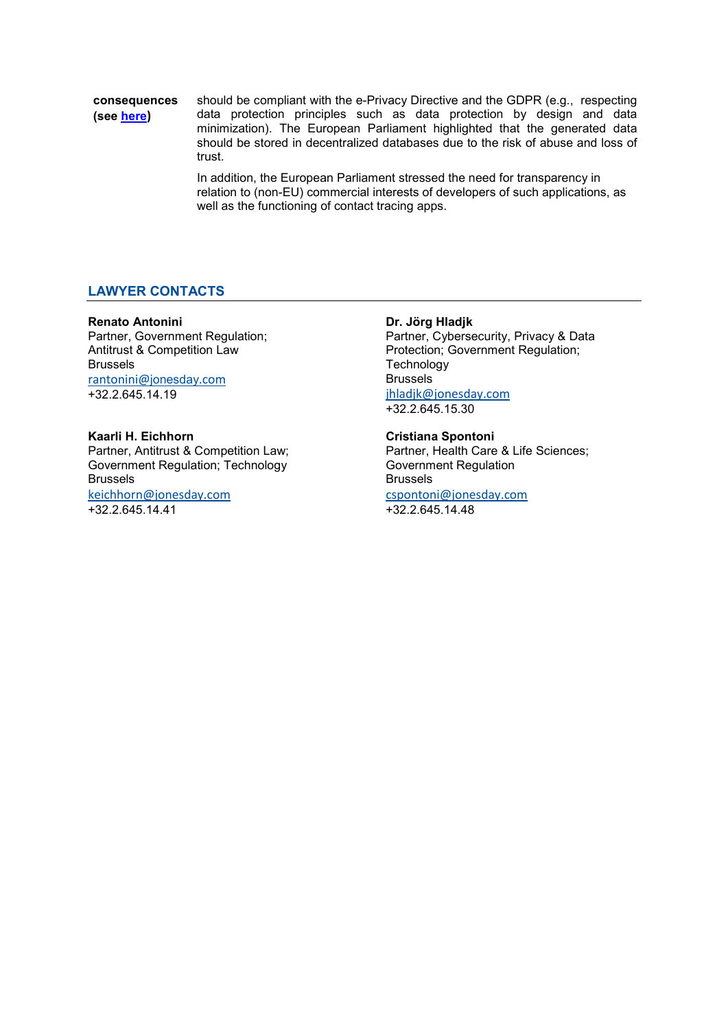| | |
|---|---|
| **consequences (see here)** | should be compliant with the e-Privacy Directive and the GDPR (e.g., respecting data protection principles such as data protection by design and data minimization). The European Parliament highlighted that the generated data should be stored in decentralized databases due to the risk of abuse and loss of trust.<br><br>In addition, the European Parliament stressed the need for transparency in relation to (non-EU) commercial interests of developers of such applications, as well as the functioning of contact tracing apps. |

## LAWYER CONTACTS

**Renato Antonini**
Partner, Government Regulation; Antitrust & Competition Law
Brussels
rantonini@jonesday.com
+32.2.645.14.19

**Kaarli H. Eichhorn**
Partner, Antitrust & Competition Law; Government Regulation; Technology
Brussels
keichhorn@jonesday.com
+32.2.645.14.41

**Dr. Jörg Hladjk**
Partner, Cybersecurity, Privacy & Data Protection; Government Regulation; Technology
Brussels
jhladjk@jonesday.com
+32.2.645.15.30

**Cristiana Spontoni**
Partner, Health Care & Life Sciences; Government Regulation
Brussels
cspontoni@jonesday.com
+32.2.645.14.48